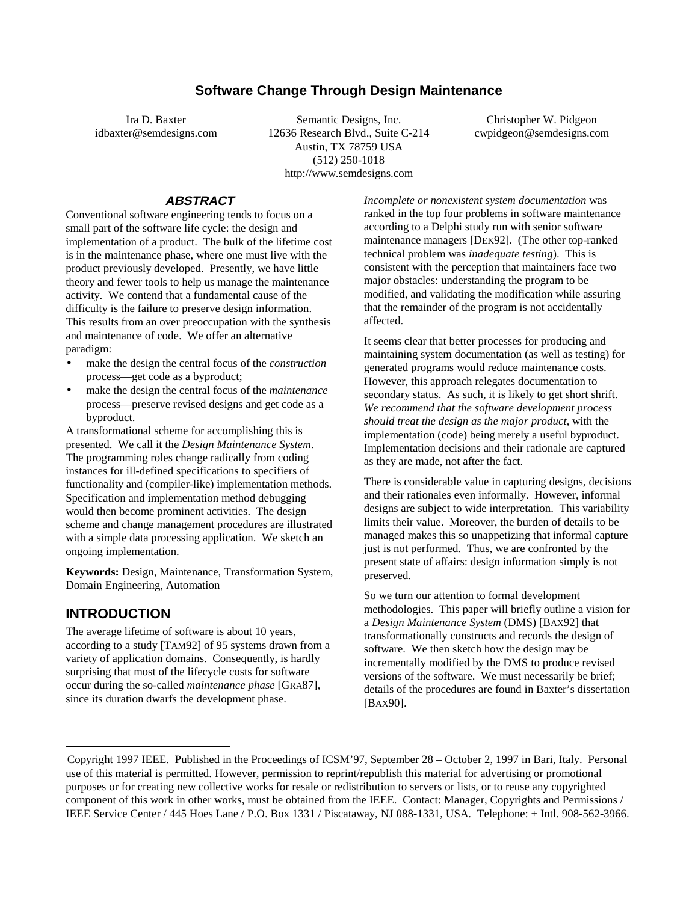# Software Change Through Design Maintenance

Ira D. Baxter
idbaxter@semdesigns.com

Semantic Designs, Inc.
12636 Research Blvd., Suite C-214
Austin, TX 78759 USA
(512) 250-1018
http://www.semdesigns.com

Christopher W. Pidgeon
cwpidgeon@semdesigns.com

## ABSTRACT

Conventional software engineering tends to focus on a small part of the software life cycle: the design and implementation of a product. The bulk of the lifetime cost is in the maintenance phase, where one must live with the product previously developed. Presently, we have little theory and fewer tools to help us manage the maintenance activity. We contend that a fundamental cause of the difficulty is the failure to preserve design information. This results from an over preoccupation with the synthesis and maintenance of code. We offer an alternative paradigm:

- make the design the central focus of the *construction* process—get code as a byproduct;
- make the design the central focus of the *maintenance* process—preserve revised designs and get code as a byproduct.

A transformational scheme for accomplishing this is presented. We call it the *Design Maintenance System*. The programming roles change radically from coding instances for ill-defined specifications to specifiers of functionality and (compiler-like) implementation methods. Specification and implementation method debugging would then become prominent activities. The design scheme and change management procedures are illustrated with a simple data processing application. We sketch an ongoing implementation.

**Keywords:** Design, Maintenance, Transformation System, Domain Engineering, Automation

## INTRODUCTION

The average lifetime of software is about 10 years, according to a study [TAM92] of 95 systems drawn from a variety of application domains. Consequently, is hardly surprising that most of the lifecycle costs for software occur during the so-called *maintenance phase* [GRA87], since its duration dwarfs the development phase.

*Incomplete or nonexistent system documentation* was ranked in the top four problems in software maintenance according to a Delphi study run with senior software maintenance managers [DEK92]. (The other top-ranked technical problem was *inadequate testing*). This is consistent with the perception that maintainers face two major obstacles: understanding the program to be modified, and validating the modification while assuring that the remainder of the program is not accidentally affected.

It seems clear that better processes for producing and maintaining system documentation (as well as testing) for generated programs would reduce maintenance costs. However, this approach relegates documentation to secondary status. As such, it is likely to get short shrift. *We recommend that the software development process should treat the design as the major product*, with the implementation (code) being merely a useful byproduct. Implementation decisions and their rationale are captured as they are made, not after the fact.

There is considerable value in capturing designs, decisions and their rationales even informally. However, informal designs are subject to wide interpretation. This variability limits their value. Moreover, the burden of details to be managed makes this so unappetizing that informal capture just is not performed. Thus, we are confronted by the present state of affairs: design information simply is not preserved.

So we turn our attention to formal development methodologies. This paper will briefly outline a vision for a *Design Maintenance System* (DMS) [BAX92] that transformationally constructs and records the design of software. We then sketch how the design may be incrementally modified by the DMS to produce revised versions of the software. We must necessarily be brief; details of the procedures are found in Baxter's dissertation [BAX90].

Copyright 1997 IEEE. Published in the Proceedings of ICSM'97, September 28 – October 2, 1997 in Bari, Italy. Personal use of this material is permitted. However, permission to reprint/republish this material for advertising or promotional purposes or for creating new collective works for resale or redistribution to servers or lists, or to reuse any copyrighted component of this work in other works, must be obtained from the IEEE. Contact: Manager, Copyrights and Permissions / IEEE Service Center / 445 Hoes Lane / P.O. Box 1331 / Piscataway, NJ 088-1331, USA. Telephone: + Intl. 908-562-3966.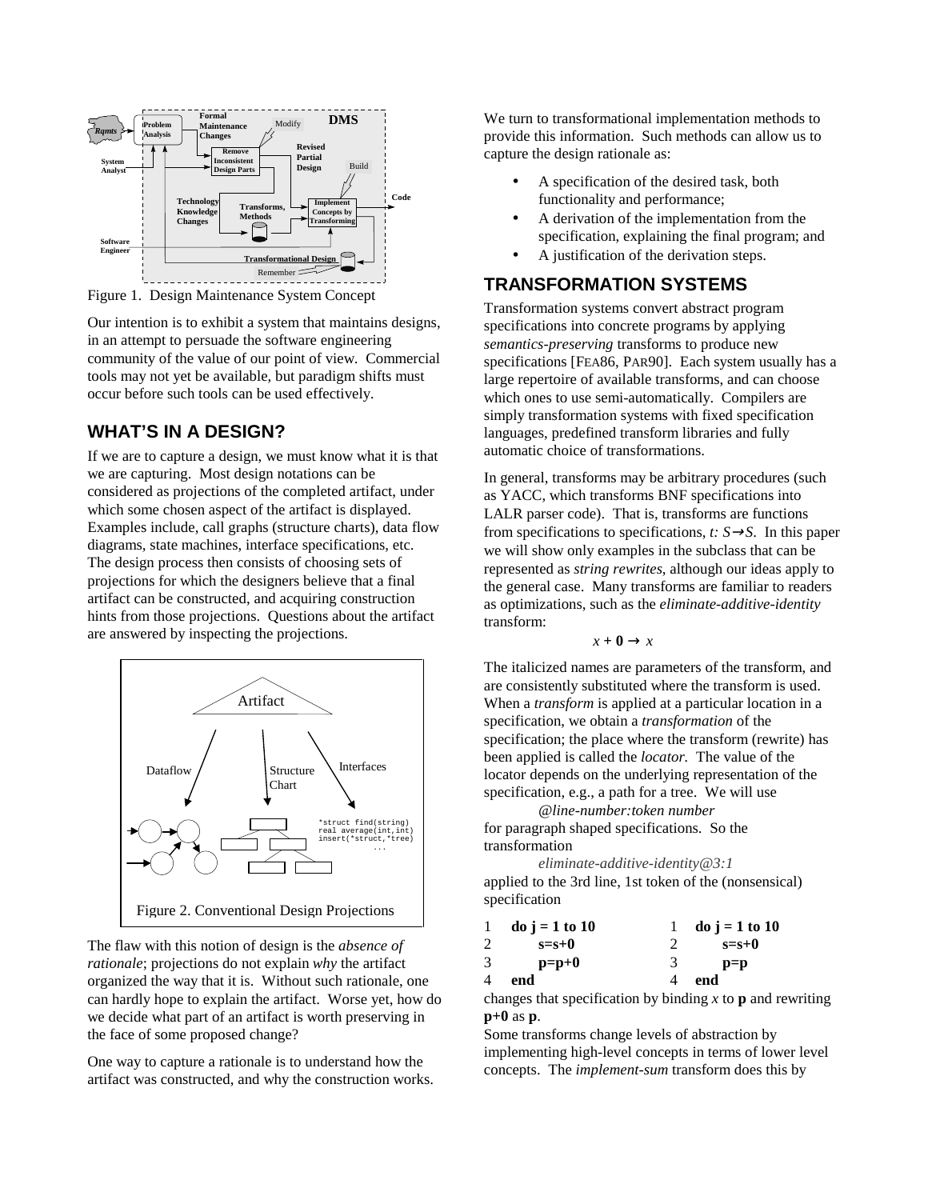Figure 1. Design Maintenance System Concept

Our intention is to exhibit a system that maintains designs, in an attempt to persuade the software engineering community of the value of our point of view. Commercial tools may not yet be available, but paradigm shifts must occur before such tools can be used effectively.

## WHAT'S IN A DESIGN?

If we are to capture a design, we must know what it is that we are capturing. Most design notations can be considered as projections of the completed artifact, under which some chosen aspect of the artifact is displayed. Examples include, call graphs (structure charts), data flow diagrams, state machines, interface specifications, etc. The design process then consists of choosing sets of projections for which the designers believe that a final artifact can be constructed, and acquiring construction hints from those projections. Questions about the artifact are answered by inspecting the projections.

Figure 2. Conventional Design Projections

The flaw with this notion of design is the *absence of rationale*; projections do not explain *why* the artifact organized the way that it is. Without such rationale, one can hardly hope to explain the artifact. Worse yet, how do we decide what part of an artifact is worth preserving in the face of some proposed change?

One way to capture a rationale is to understand how the artifact was constructed, and why the construction works.

We turn to transformational implementation methods to provide this information. Such methods can allow us to capture the design rationale as:

- A specification of the desired task, both functionality and performance;
- A derivation of the implementation from the specification, explaining the final program; and
- A justification of the derivation steps.

## TRANSFORMATION SYSTEMS

Transformation systems convert abstract program specifications into concrete programs by applying *semantics-preserving* transforms to produce new specifications [FEA86, PAR90]. Each system usually has a large repertoire of available transforms, and can choose which ones to use semi-automatically. Compilers are simply transformation systems with fixed specification languages, predefined transform libraries and fully automatic choice of transformations.

In general, transforms may be arbitrary procedures (such as YACC, which transforms BNF specifications into LALR parser code). That is, transforms are functions from specifications to specifications, $t: S \rightarrow S$. In this paper we will show only examples in the subclass that can be represented as *string rewrites*, although our ideas apply to the general case. Many transforms are familiar to readers as optimizations, such as the *eliminate-additive-identity* transform:

$$x + \mathbf{0} \rightarrow x$$

The italicized names are parameters of the transform, and are consistently substituted where the transform is used. When a *transform* is applied at a particular location in a specification, we obtain a *transformation* of the specification; the place where the transform (rewrite) has been applied is called the *locator.* The value of the locator depends on the underlying representation of the specification, e.g., a path for a tree. We will use

*@line-number:token number*

for paragraph shaped specifications. So the transformation

*eliminate-additive-identity@3:1*

applied to the 3rd line, 1st token of the (nonsensical) specification

```
1  do j = 1 to 10          1  do j = 1 to 10
2     s=s+0                2     s=s+0
3     p=p+0                3     p=p
4  end                     4  end
```

changes that specification by binding $x$ to **p** and rewriting **p+0** as **p**.

Some transforms change levels of abstraction by implementing high-level concepts in terms of lower level concepts. The *implement-sum* transform does this by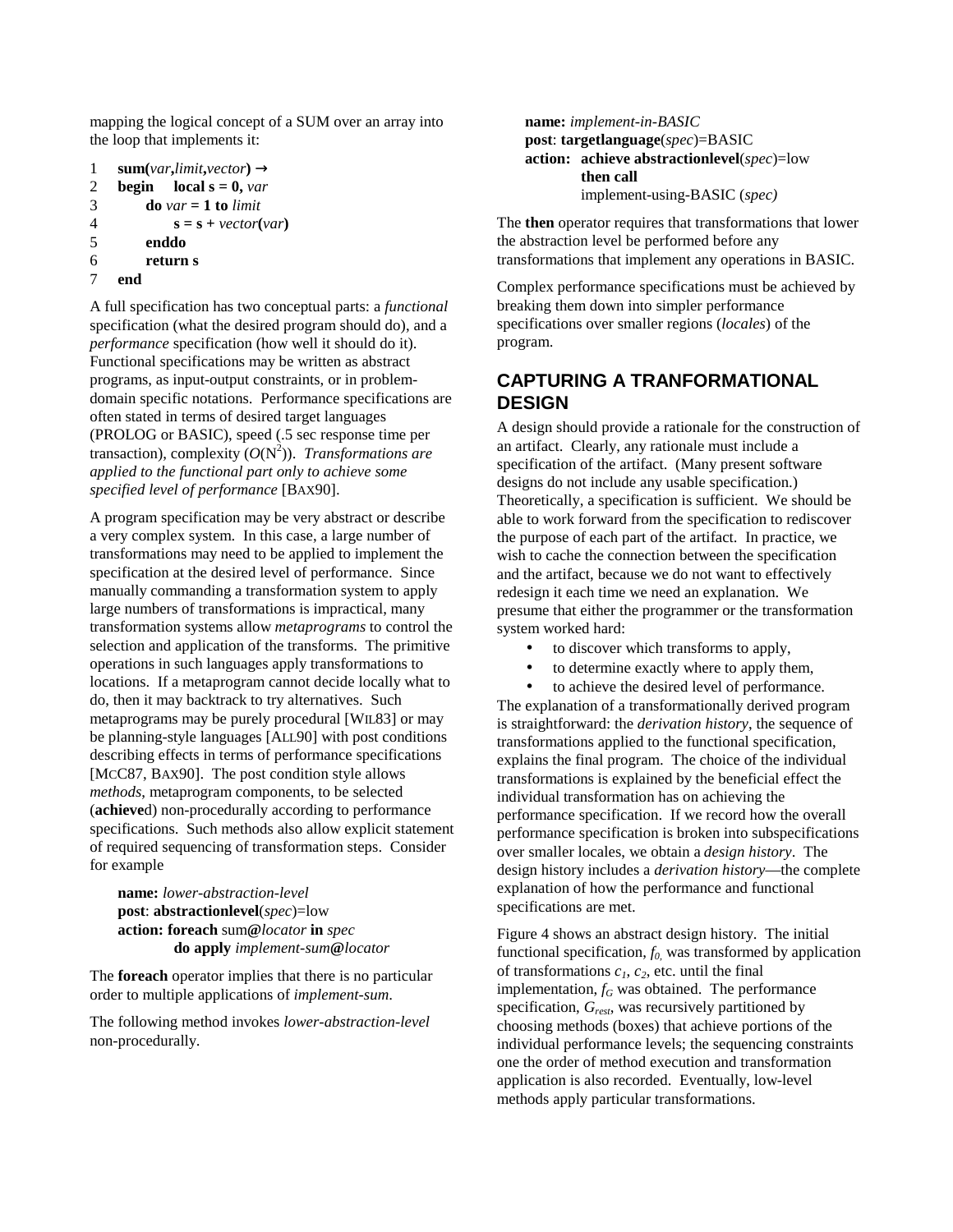mapping the logical concept of a SUM over an array into the loop that implements it:

```
1   sum(var,limit,vector) →
2   begin    local s = 0, var
3        do var = 1 to limit
4             s = s + vector(var)
5        enddo
6        return s
7   end
```

A full specification has two conceptual parts: a *functional* specification (what the desired program should do), and a *performance* specification (how well it should do it). Functional specifications may be written as abstract programs, as input-output constraints, or in problem-domain specific notations. Performance specifications are often stated in terms of desired target languages (PROLOG or BASIC), speed (.5 sec response time per transaction), complexity ($O(N^2)$). *Transformations are applied to the functional part only to achieve some specified level of performance* [BAX90].

A program specification may be very abstract or describe a very complex system. In this case, a large number of transformations may need to be applied to implement the specification at the desired level of performance. Since manually commanding a transformation system to apply large numbers of transformations is impractical, many transformation systems allow *metaprograms* to control the selection and application of the transforms. The primitive operations in such languages apply transformations to locations. If a metaprogram cannot decide locally what to do, then it may backtrack to try alternatives. Such metaprograms may be purely procedural [WIL83] or may be planning-style languages [ALL90] with post conditions describing effects in terms of performance specifications [MCC87, BAX90]. The post condition style allows *methods*, metaprogram components, to be selected (**achieve**d) non-procedurally according to performance specifications. Such methods also allow explicit statement of required sequencing of transformation steps. Consider for example

> **name:** *lower-abstraction-level*
> **post**: **abstractionlevel**(*spec*)=low
> **action: foreach** sum**@***locator* **in** *spec*
> **do apply** *implement-sum***@***locator*

The **foreach** operator implies that there is no particular order to multiple applications of *implement-sum*.

The following method invokes *lower-abstraction-level* non-procedurally.

> **name:** *implement-in-BASIC*
> **post**: **targetlanguage**(*spec*)=BASIC
> **action: achieve abstractionlevel**(*spec*)=low
> **then call**
> implement-using-BASIC (*spec)*

The **then** operator requires that transformations that lower the abstraction level be performed before any transformations that implement any operations in BASIC.

Complex performance specifications must be achieved by breaking them down into simpler performance specifications over smaller regions (*locales*) of the program.

## CAPTURING A TRANFORMATIONAL DESIGN

A design should provide a rationale for the construction of an artifact. Clearly, any rationale must include a specification of the artifact. (Many present software designs do not include any usable specification.) Theoretically, a specification is sufficient. We should be able to work forward from the specification to rediscover the purpose of each part of the artifact. In practice, we wish to cache the connection between the specification and the artifact, because we do not want to effectively redesign it each time we need an explanation. We presume that either the programmer or the transformation system worked hard:

- to discover which transforms to apply,
- to determine exactly where to apply them,
- to achieve the desired level of performance.

The explanation of a transformationally derived program is straightforward: the *derivation history*, the sequence of transformations applied to the functional specification, explains the final program. The choice of the individual transformations is explained by the beneficial effect the individual transformation has on achieving the performance specification. If we record how the overall performance specification is broken into subspecifications over smaller locales, we obtain a *design history*. The design history includes a *derivation history*—the complete explanation of how the performance and functional specifications are met.

Figure 4 shows an abstract design history. The initial functional specification, $f_0$, was transformed by application of transformations $c_1$, $c_2$, etc. until the final implementation, $f_G$ was obtained. The performance specification, $G_{rest}$, was recursively partitioned by choosing methods (boxes) that achieve portions of the individual performance levels; the sequencing constraints one the order of method execution and transformation application is also recorded. Eventually, low-level methods apply particular transformations.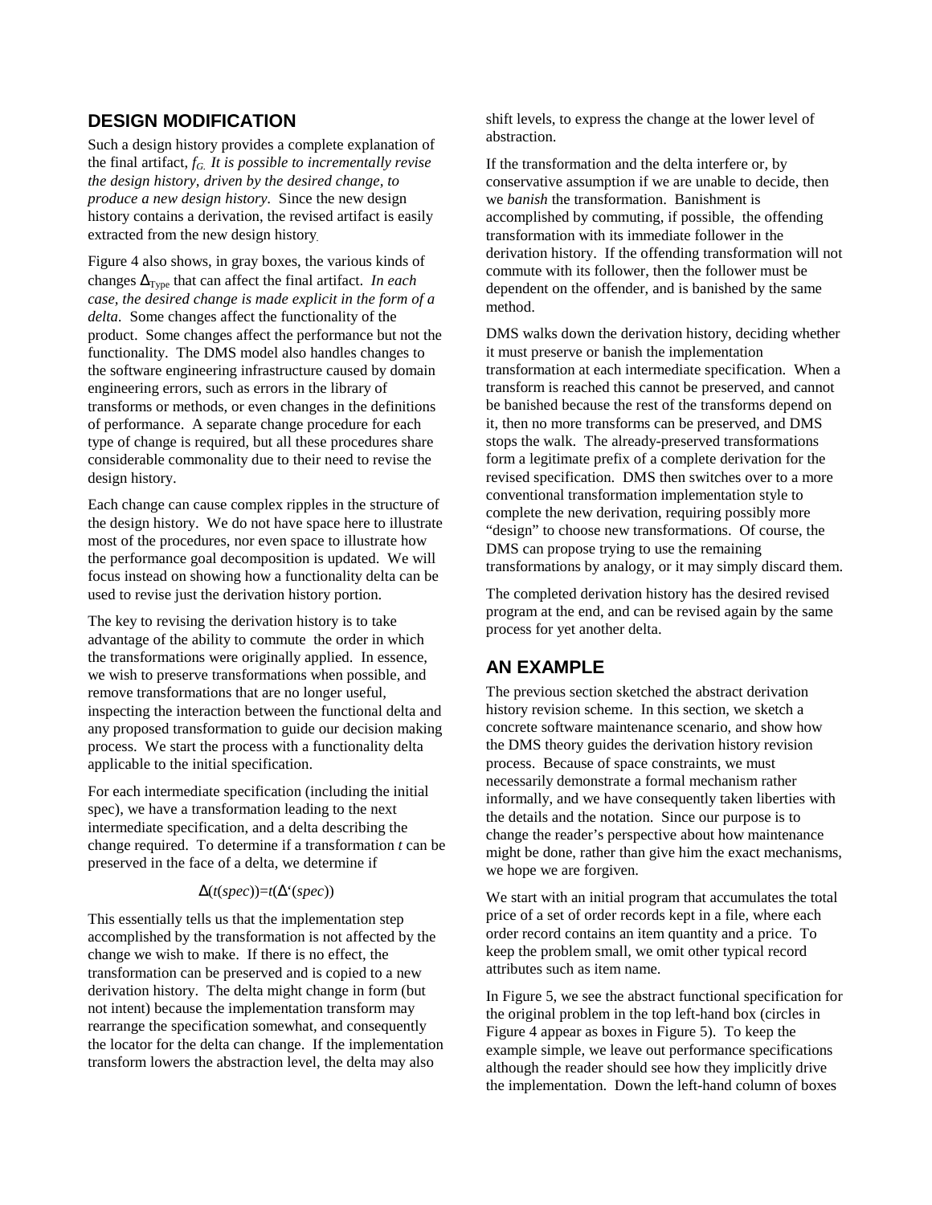## DESIGN MODIFICATION

Such a design history provides a complete explanation of the final artifact, $f_G$. *It is possible to incrementally revise the design history, driven by the desired change, to produce a new design history*. Since the new design history contains a derivation, the revised artifact is easily extracted from the new design history.

Figure 4 also shows, in gray boxes, the various kinds of changes $\Delta_{Type}$ that can affect the final artifact. *In each case, the desired change is made explicit in the form of a delta*. Some changes affect the functionality of the product. Some changes affect the performance but not the functionality. The DMS model also handles changes to the software engineering infrastructure caused by domain engineering errors, such as errors in the library of transforms or methods, or even changes in the definitions of performance. A separate change procedure for each type of change is required, but all these procedures share considerable commonality due to their need to revise the design history.

Each change can cause complex ripples in the structure of the design history. We do not have space here to illustrate most of the procedures, nor even space to illustrate how the performance goal decomposition is updated. We will focus instead on showing how a functionality delta can be used to revise just the derivation history portion.

The key to revising the derivation history is to take advantage of the ability to commute the order in which the transformations were originally applied. In essence, we wish to preserve transformations when possible, and remove transformations that are no longer useful, inspecting the interaction between the functional delta and any proposed transformation to guide our decision making process. We start the process with a functionality delta applicable to the initial specification.

For each intermediate specification (including the initial spec), we have a transformation leading to the next intermediate specification, and a delta describing the change required. To determine if a transformation $t$ can be preserved in the face of a delta, we determine if

$$\Delta(t(spec))=t(\Delta'(spec))$$

This essentially tells us that the implementation step accomplished by the transformation is not affected by the change we wish to make. If there is no effect, the transformation can be preserved and is copied to a new derivation history. The delta might change in form (but not intent) because the implementation transform may rearrange the specification somewhat, and consequently the locator for the delta can change. If the implementation transform lowers the abstraction level, the delta may also shift levels, to express the change at the lower level of abstraction.

If the transformation and the delta interfere or, by conservative assumption if we are unable to decide, then we *banish* the transformation. Banishment is accomplished by commuting, if possible, the offending transformation with its immediate follower in the derivation history. If the offending transformation will not commute with its follower, then the follower must be dependent on the offender, and is banished by the same method.

DMS walks down the derivation history, deciding whether it must preserve or banish the implementation transformation at each intermediate specification. When a transform is reached this cannot be preserved, and cannot be banished because the rest of the transforms depend on it, then no more transforms can be preserved, and DMS stops the walk. The already-preserved transformations form a legitimate prefix of a complete derivation for the revised specification. DMS then switches over to a more conventional transformation implementation style to complete the new derivation, requiring possibly more "design" to choose new transformations. Of course, the DMS can propose trying to use the remaining transformations by analogy, or it may simply discard them.

The completed derivation history has the desired revised program at the end, and can be revised again by the same process for yet another delta.

## AN EXAMPLE

The previous section sketched the abstract derivation history revision scheme. In this section, we sketch a concrete software maintenance scenario, and show how the DMS theory guides the derivation history revision process. Because of space constraints, we must necessarily demonstrate a formal mechanism rather informally, and we have consequently taken liberties with the details and the notation. Since our purpose is to change the reader's perspective about how maintenance might be done, rather than give him the exact mechanisms, we hope we are forgiven.

We start with an initial program that accumulates the total price of a set of order records kept in a file, where each order record contains an item quantity and a price. To keep the problem small, we omit other typical record attributes such as item name.

In Figure 5, we see the abstract functional specification for the original problem in the top left-hand box (circles in Figure 4 appear as boxes in Figure 5). To keep the example simple, we leave out performance specifications although the reader should see how they implicitly drive the implementation. Down the left-hand column of boxes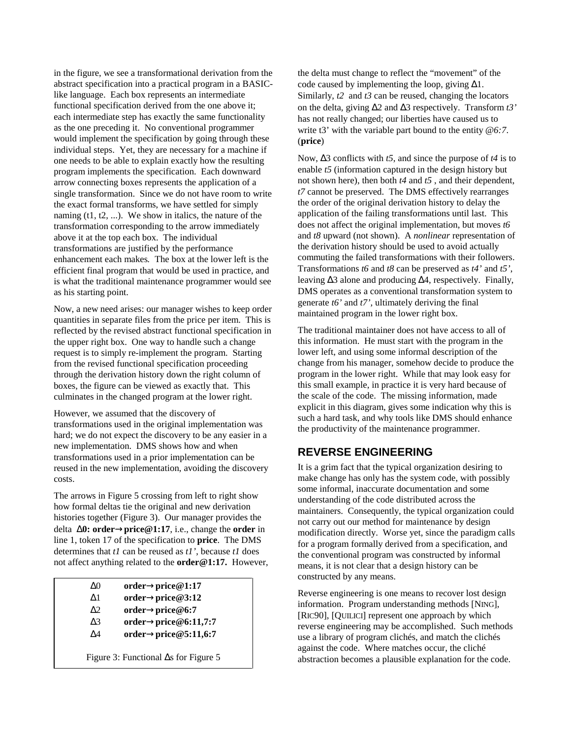in the figure, we see a transformational derivation from the abstract specification into a practical program in a BASIC-like language. Each box represents an intermediate functional specification derived from the one above it; each intermediate step has exactly the same functionality as the one preceding it. No conventional programmer would implement the specification by going through these individual steps. Yet, they are necessary for a machine if one needs to be able to explain exactly how the resulting program implements the specification. Each downward arrow connecting boxes represents the application of a single transformation. Since we do not have room to write the exact formal transforms, we have settled for simply naming (t1, t2, ...). We show in italics, the nature of the transformation corresponding to the arrow immediately above it at the top each box. The individual transformations are justified by the performance enhancement each makes. The box at the lower left is the efficient final program that would be used in practice, and is what the traditional maintenance programmer would see as his starting point.

Now, a new need arises: our manager wishes to keep order quantities in separate files from the price per item. This is reflected by the revised abstract functional specification in the upper right box. One way to handle such a change request is to simply re-implement the program. Starting from the revised functional specification proceeding through the derivation history down the right column of boxes, the figure can be viewed as exactly that. This culminates in the changed program at the lower right.

However, we assumed that the discovery of transformations used in the original implementation was hard; we do not expect the discovery to be any easier in a new implementation. DMS shows how and when transformations used in a prior implementation can be reused in the new implementation, avoiding the discovery costs.

The arrows in Figure 5 crossing from left to right show how formal deltas tie the original and new derivation histories together (Figure 3). Our manager provides the delta **Δ0: order→price@1:17**, i.e., change the **order** in line 1, token 17 of the specification to **price**. The DMS determines that *t1* can be reused as *t1'*, because *t1* does not affect anything related to the **order@1:17.** However,

| | |
|---|---|
| Δ0 | **order→price@1:17** |
| Δ1 | **order→price@3:12** |
| Δ2 | **order→price@6:7** |
| Δ3 | **order→price@6:11,7:7** |
| Δ4 | **order→price@5:11,6:7** |

Figure 3: Functional Δs for Figure 5

the delta must change to reflect the "movement" of the code caused by implementing the loop, giving Δ1. Similarly, *t2* and *t3* can be reused, changing the locators on the delta, giving Δ2 and Δ3 respectively. Transform *t3'* has not really changed; our liberties have caused us to write t3' with the variable part bound to the entity *@6:7*. (**price**)

Now, Δ3 conflicts with *t5*, and since the purpose of *t4* is to enable *t5* (information captured in the design history but not shown here), then both *t4* and *t5* , and their dependent, *t7* cannot be preserved. The DMS effectively rearranges the order of the original derivation history to delay the application of the failing transformations until last. This does not affect the original implementation, but moves *t6* and *t8* upward (not shown). A *nonlinear* representation of the derivation history should be used to avoid actually commuting the failed transformations with their followers. Transformations *t6* and *t8* can be preserved as *t4'* and *t5'*, leaving Δ3 alone and producing Δ4, respectively. Finally, DMS operates as a conventional transformation system to generate *t6'* and *t7'*, ultimately deriving the final maintained program in the lower right box.

The traditional maintainer does not have access to all of this information. He must start with the program in the lower left, and using some informal description of the change from his manager, somehow decide to produce the program in the lower right. While that may look easy for this small example, in practice it is very hard because of the scale of the code. The missing information, made explicit in this diagram, gives some indication why this is such a hard task, and why tools like DMS should enhance the productivity of the maintenance programmer.

## REVERSE ENGINEERING

It is a grim fact that the typical organization desiring to make change has only has the system code, with possibly some informal, inaccurate documentation and some understanding of the code distributed across the maintainers. Consequently, the typical organization could not carry out our method for maintenance by design modification directly. Worse yet, since the paradigm calls for a program formally derived from a specification, and the conventional program was constructed by informal means, it is not clear that a design history can be constructed by any means.

Reverse engineering is one means to recover lost design information. Program understanding methods [NING], [RIC90], [QUILICI] represent one approach by which reverse engineering may be accomplished. Such methods use a library of program clichés, and match the clichés against the code. Where matches occur, the cliché abstraction becomes a plausible explanation for the code.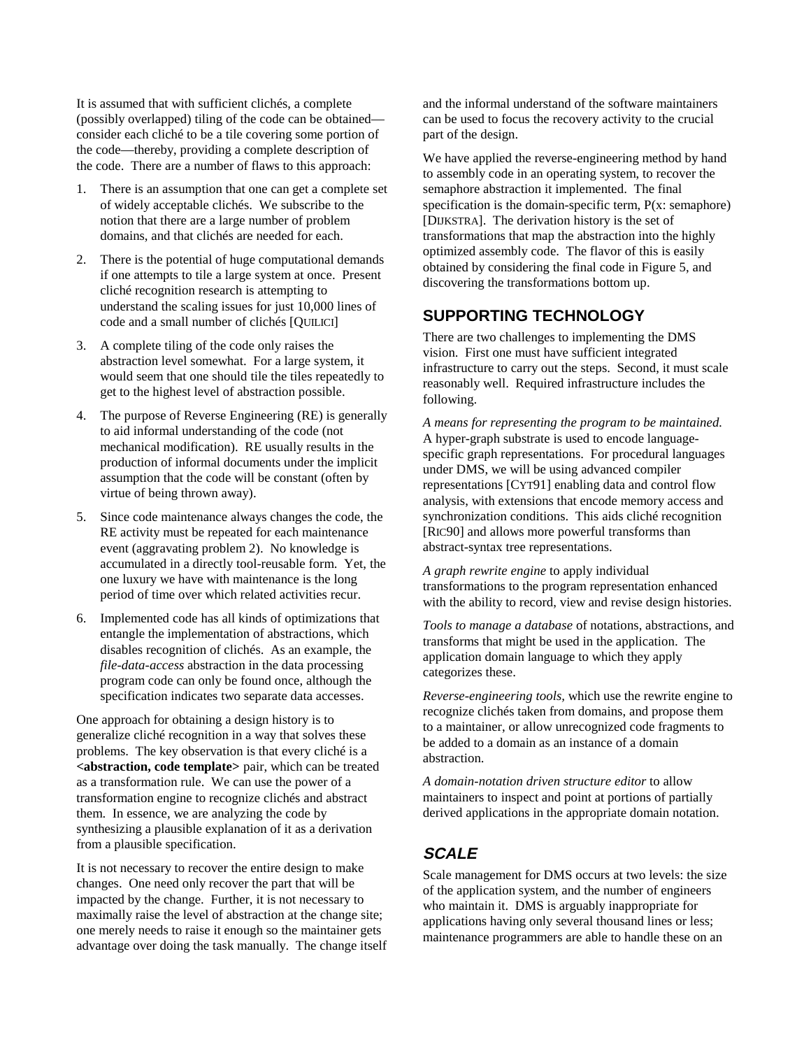It is assumed that with sufficient clichés, a complete (possibly overlapped) tiling of the code can be obtained—consider each cliché to be a tile covering some portion of the code—thereby, providing a complete description of the code. There are a number of flaws to this approach:

1. There is an assumption that one can get a complete set of widely acceptable clichés. We subscribe to the notion that there are a large number of problem domains, and that clichés are needed for each.
2. There is the potential of huge computational demands if one attempts to tile a large system at once. Present cliché recognition research is attempting to understand the scaling issues for just 10,000 lines of code and a small number of clichés [QUILICI]
3. A complete tiling of the code only raises the abstraction level somewhat. For a large system, it would seem that one should tile the tiles repeatedly to get to the highest level of abstraction possible.
4. The purpose of Reverse Engineering (RE) is generally to aid informal understanding of the code (not mechanical modification). RE usually results in the production of informal documents under the implicit assumption that the code will be constant (often by virtue of being thrown away).
5. Since code maintenance always changes the code, the RE activity must be repeated for each maintenance event (aggravating problem 2). No knowledge is accumulated in a directly tool-reusable form. Yet, the one luxury we have with maintenance is the long period of time over which related activities recur.
6. Implemented code has all kinds of optimizations that entangle the implementation of abstractions, which disables recognition of clichés. As an example, the *file-data-access* abstraction in the data processing program code can only be found once, although the specification indicates two separate data accesses.

One approach for obtaining a design history is to generalize cliché recognition in a way that solves these problems. The key observation is that every cliché is a **<abstraction, code template>** pair, which can be treated as a transformation rule. We can use the power of a transformation engine to recognize clichés and abstract them. In essence, we are analyzing the code by synthesizing a plausible explanation of it as a derivation from a plausible specification.

It is not necessary to recover the entire design to make changes. One need only recover the part that will be impacted by the change. Further, it is not necessary to maximally raise the level of abstraction at the change site; one merely needs to raise it enough so the maintainer gets advantage over doing the task manually. The change itself and the informal understand of the software maintainers can be used to focus the recovery activity to the crucial part of the design.

We have applied the reverse-engineering method by hand to assembly code in an operating system, to recover the semaphore abstraction it implemented. The final specification is the domain-specific term, P(x: semaphore) [DIJKSTRA]. The derivation history is the set of transformations that map the abstraction into the highly optimized assembly code. The flavor of this is easily obtained by considering the final code in Figure 5, and discovering the transformations bottom up.

## SUPPORTING TECHNOLOGY

There are two challenges to implementing the DMS vision. First one must have sufficient integrated infrastructure to carry out the steps. Second, it must scale reasonably well. Required infrastructure includes the following.

*A means for representing the program to be maintained.* A hyper-graph substrate is used to encode language-specific graph representations. For procedural languages under DMS, we will be using advanced compiler representations [CYT91] enabling data and control flow analysis, with extensions that encode memory access and synchronization conditions. This aids cliché recognition [RIC90] and allows more powerful transforms than abstract-syntax tree representations.

*A graph rewrite engine* to apply individual transformations to the program representation enhanced with the ability to record, view and revise design histories.

*Tools to manage a database* of notations, abstractions, and transforms that might be used in the application. The application domain language to which they apply categorizes these.

*Reverse-engineering tools,* which use the rewrite engine to recognize clichés taken from domains, and propose them to a maintainer, or allow unrecognized code fragments to be added to a domain as an instance of a domain abstraction.

*A domain-notation driven structure editor* to allow maintainers to inspect and point at portions of partially derived applications in the appropriate domain notation.

### *SCALE*

Scale management for DMS occurs at two levels: the size of the application system, and the number of engineers who maintain it. DMS is arguably inappropriate for applications having only several thousand lines or less; maintenance programmers are able to handle these on an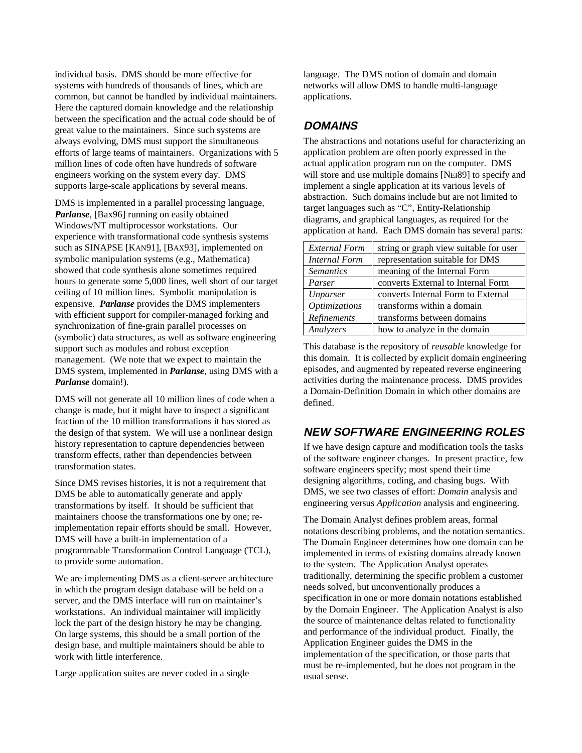individual basis. DMS should be more effective for systems with hundreds of thousands of lines, which are common, but cannot be handled by individual maintainers. Here the captured domain knowledge and the relationship between the specification and the actual code should be of great value to the maintainers. Since such systems are always evolving, DMS must support the simultaneous efforts of large teams of maintainers. Organizations with 5 million lines of code often have hundreds of software engineers working on the system every day. DMS supports large-scale applications by several means.

DMS is implemented in a parallel processing language, ***Parlanse***, [Bax96] running on easily obtained Windows/NT multiprocessor workstations. Our experience with transformational code synthesis systems such as SINAPSE [KAN91], [BAX93], implemented on symbolic manipulation systems (e.g., Mathematica) showed that code synthesis alone sometimes required hours to generate some 5,000 lines, well short of our target ceiling of 10 million lines. Symbolic manipulation is expensive. ***Parlanse*** provides the DMS implementers with efficient support for compiler-managed forking and synchronization of fine-grain parallel processes on (symbolic) data structures, as well as software engineering support such as modules and robust exception management. (We note that we expect to maintain the DMS system, implemented in ***Parlanse***, using DMS with a ***Parlanse*** domain!).

DMS will not generate all 10 million lines of code when a change is made, but it might have to inspect a significant fraction of the 10 million transformations it has stored as the design of that system. We will use a nonlinear design history representation to capture dependencies between transform effects, rather than dependencies between transformation states.

Since DMS revises histories, it is not a requirement that DMS be able to automatically generate and apply transformations by itself. It should be sufficient that maintainers choose the transformations one by one; re-implementation repair efforts should be small. However, DMS will have a built-in implementation of a programmable Transformation Control Language (TCL), to provide some automation.

We are implementing DMS as a client-server architecture in which the program design database will be held on a server, and the DMS interface will run on maintainer's workstations. An individual maintainer will implicitly lock the part of the design history he may be changing. On large systems, this should be a small portion of the design base, and multiple maintainers should be able to work with little interference.

Large application suites are never coded in a single language. The DMS notion of domain and domain networks will allow DMS to handle multi-language applications.

## DOMAINS

The abstractions and notations useful for characterizing an application problem are often poorly expressed in the actual application program run on the computer. DMS will store and use multiple domains [NEI89] to specify and implement a single application at its various levels of abstraction. Such domains include but are not limited to target languages such as "C", Entity-Relationship diagrams, and graphical languages, as required for the application at hand. Each DMS domain has several parts:

| | |
|---|---|
| *External Form* | string or graph view suitable for user |
| *Internal Form* | representation suitable for DMS |
| *Semantics* | meaning of the Internal Form |
| *Parser* | converts External to Internal Form |
| *Unparser* | converts Internal Form to External |
| *Optimizations* | transforms within a domain |
| *Refinements* | transforms between domains |
| *Analyzers* | how to analyze in the domain |

This database is the repository of *reusable* knowledge for this domain. It is collected by explicit domain engineering episodes, and augmented by repeated reverse engineering activities during the maintenance process. DMS provides a Domain-Definition Domain in which other domains are defined.

## NEW SOFTWARE ENGINEERING ROLES

If we have design capture and modification tools the tasks of the software engineer changes. In present practice, few software engineers specify; most spend their time designing algorithms, coding, and chasing bugs. With DMS, we see two classes of effort: *Domain* analysis and engineering versus *Application* analysis and engineering.

The Domain Analyst defines problem areas, formal notations describing problems, and the notation semantics. The Domain Engineer determines how one domain can be implemented in terms of existing domains already known to the system. The Application Analyst operates traditionally, determining the specific problem a customer needs solved, but unconventionally produces a specification in one or more domain notations established by the Domain Engineer. The Application Analyst is also the source of maintenance deltas related to functionality and performance of the individual product. Finally, the Application Engineer guides the DMS in the implementation of the specification, or those parts that must be re-implemented, but he does not program in the usual sense.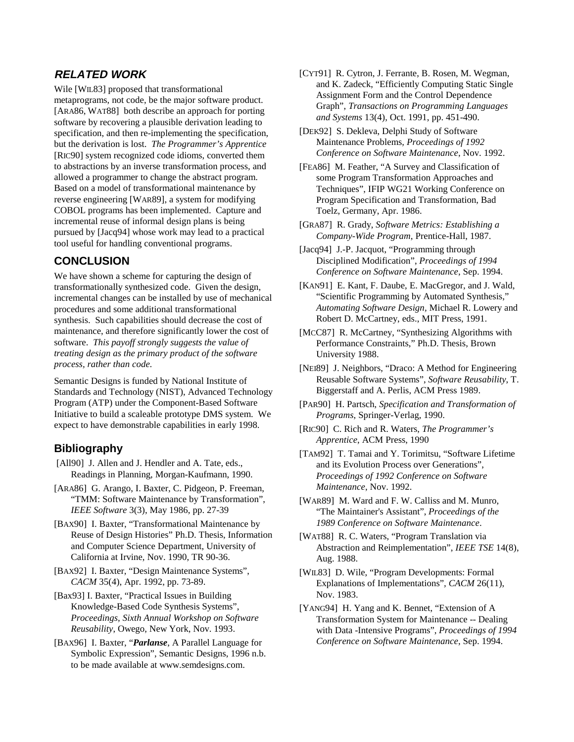## *RELATED WORK*

Wile [WIL83] proposed that transformational metaprograms, not code, be the major software product. [ARA86, WAT88] both describe an approach for porting software by recovering a plausible derivation leading to specification, and then re-implementing the specification, but the derivation is lost. *The Programmer's Apprentice* [RIC90] system recognized code idioms, converted them to abstractions by an inverse transformation process, and allowed a programmer to change the abstract program. Based on a model of transformational maintenance by reverse engineering [WAR89], a system for modifying COBOL programs has been implemented. Capture and incremental reuse of informal design plans is being pursued by [Jacq94] whose work may lead to a practical tool useful for handling conventional programs.

## CONCLUSION

We have shown a scheme for capturing the design of transformationally synthesized code. Given the design, incremental changes can be installed by use of mechanical procedures and some additional transformational synthesis. Such capabilities should decrease the cost of maintenance, and therefore significantly lower the cost of software. *This payoff strongly suggests the value of treating design as the primary product of the software process, rather than code.*

Semantic Designs is funded by National Institute of Standards and Technology (NIST), Advanced Technology Program (ATP) under the Component-Based Software Initiative to build a scaleable prototype DMS system. We expect to have demonstrable capabilities in early 1998.

## Bibliography

[All90] J. Allen and J. Hendler and A. Tate, eds., Readings in Planning, Morgan-Kaufmann, 1990.

[ARA86] G. Arango, I. Baxter, C. Pidgeon, P. Freeman, "TMM: Software Maintenance by Transformation", *IEEE Software* 3(3), May 1986, pp. 27-39

[BAX90] I. Baxter, "Transformational Maintenance by Reuse of Design Histories" Ph.D. Thesis, Information and Computer Science Department, University of California at Irvine, Nov. 1990, TR 90-36.

[BAX92] I. Baxter, "Design Maintenance Systems", *CACM* 35(4), Apr. 1992, pp. 73-89.

[Bax93] I. Baxter, "Practical Issues in Building Knowledge-Based Code Synthesis Systems", *Proceedings, Sixth Annual Workshop on Software Reusability*, Owego, New York, Nov. 1993.

[BAX96] I. Baxter, "***Parlanse***, A Parallel Language for Symbolic Expression", Semantic Designs, 1996 n.b. to be made available at www.semdesigns.com.

[CYT91] R. Cytron, J. Ferrante, B. Rosen, M. Wegman, and K. Zadeck, "Efficiently Computing Static Single Assignment Form and the Control Dependence Graph", *Transactions on Programming Languages and Systems* 13(4), Oct. 1991, pp. 451-490.

[DEK92] S. Dekleva, Delphi Study of Software Maintenance Problems, *Proceedings of 1992 Conference on Software Maintenance*, Nov. 1992.

[FEA86] M. Feather, "A Survey and Classification of some Program Transformation Approaches and Techniques", IFIP WG21 Working Conference on Program Specification and Transformation, Bad Toelz, Germany, Apr. 1986.

[GRA87] R. Grady, *Software Metrics: Establishing a Company-Wide Program*, Prentice-Hall, 1987.

[Jacq94] J.-P. Jacquot, "Programming through Disciplined Modification", *Proceedings of 1994 Conference on Software Maintenance*, Sep. 1994.

[KAN91] E. Kant, F. Daube, E. MacGregor, and J. Wald, "Scientific Programming by Automated Synthesis," *Automating Software Design*, Michael R. Lowery and Robert D. McCartney, eds., MIT Press, 1991.

[MCC87] R. McCartney, "Synthesizing Algorithms with Performance Constraints," Ph.D. Thesis, Brown University 1988.

[NEI89] J. Neighbors, "Draco: A Method for Engineering Reusable Software Systems", *Software Reusability*, T. Biggerstaff and A. Perlis, ACM Press 1989.

[PAR90] H. Partsch, *Specification and Transformation of Programs*, Springer-Verlag, 1990.

[RIC90] C. Rich and R. Waters, *The Programmer's Apprentice*, ACM Press, 1990

[TAM92] T. Tamai and Y. Torimitsu, "Software Lifetime and its Evolution Process over Generations", *Proceedings of 1992 Conference on Software Maintenance*, Nov. 1992.

[WAR89] M. Ward and F. W. Calliss and M. Munro, "The Maintainer's Assistant", *Proceedings of the 1989 Conference on Software Maintenance*.

[WAT88] R. C. Waters, "Program Translation via Abstraction and Reimplementation", *IEEE TSE* 14(8), Aug. 1988.

[WIL83] D. Wile, "Program Developments: Formal Explanations of Implementations", *CACM* 26(11), Nov. 1983.

[YANG94] H. Yang and K. Bennet, "Extension of A Transformation System for Maintenance -- Dealing with Data -Intensive Programs", *Proceedings of 1994 Conference on Software Maintenance*, Sep. 1994.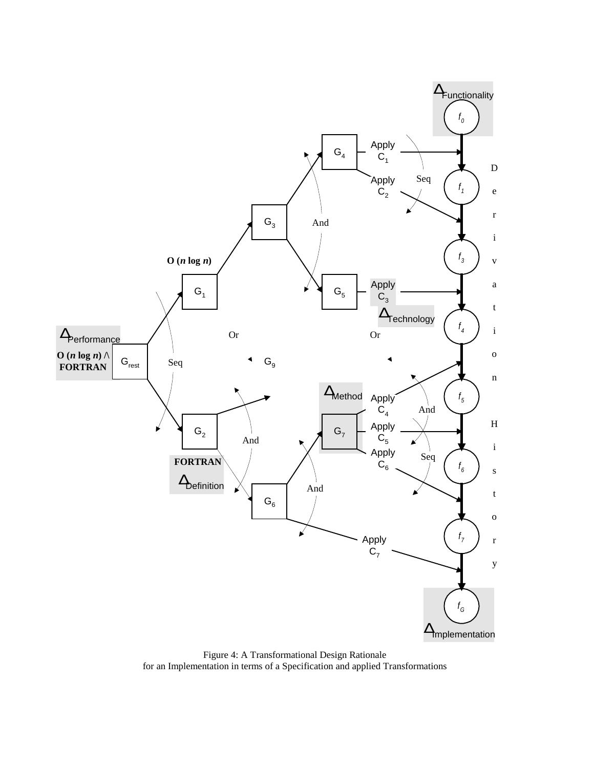Figure 4: A Transformational Design Rationale
for an Implementation in terms of a Specification and applied Transformations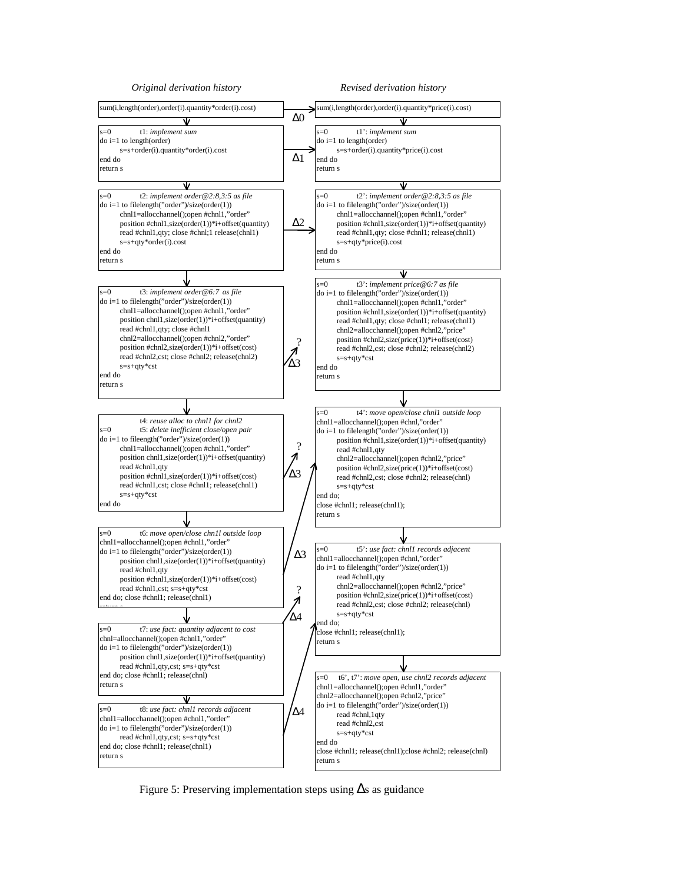*Original derivation history*

```
sum(i,length(order),order(i).quantity*order(i).cost)
```

```
s=0             t1: implement sum
do i=1 to length(order)
        s=s+order(i).quantity*order(i).cost
end do
return s
```

```
s=0             t2: implement order@2:8,3:5 as file
do i=1 to filelength("order")/size(order(1))
        chnl1=allocchannel();open #chnl1,"order"
        position #chnl1,size(order(1))*i+offset(quantity)
        read #chnl1,qty; close #chnl;1 release(chnl1)
        s=s+qty*order(i).cost
end do
return s
```

```
s=0             t3: implement order@6:7 as file
do i=1 to filelength("order")/size(order(1))
        chnl1=allocchannel();open #chnl1,"order"
        position chnl1,size(order(1))*i+offset(quantity)
        read #chnl1,qty; close #chnl1
        chnl2=allocchannel();open #chnl2,"order"
        position #chnl2,size(order(1))*i+offset(cost)
        read #chnl2,cst; close #chnl2; release(chnl2)
        s=s+qty*cst
end do
return s
```

```
                t4: reuse alloc to chnl1 for chnl2
s=0             t5: delete inefficient close/open pair
do i=1 to fileength("order")/size(order(1))
        chnl1=allocchannel();open #chnl1,"order"
        position chnl1,size(order(1))*i+offset(quantity)
        read #chnl1,qty
        position #chnl1,size(order(1))*i+offset(cost)
        read #chnl1,cst; close #chnl1; release(chnl1)
        s=s+qty*cst
end do
```

```
s=0             t6: move open/close chn1l outside loop
chnl1=allocchannel();open #chnl1,"order"
do i=1 to filelength("order")/size(order(1))
        position chnl1,size(order(1))*i+offset(quantity)
        read #chnl1,qty
        position #chnl1,size(order(1))*i+offset(cost)
        read #chnl1,cst; s=s+qty*cst
end do; close #chnl1; release(chnl1)
return s
```

```
s=0             t7: use fact: quantity adjacent to cost
chnl=allocchannel();open #chnl1,"order"
do i=1 to filelength("order")/size(order(1))
        position chnl1,size(order(1))*i+offset(quantity)
        read #chnl1,qty,cst; s=s+qty*cst
end do; close #chnl1; release(chnl)
return s
```

```
s=0             t8: use fact: chnl1 records adjacent
chnl1=allocchannel();open #chnl1,"order"
do i=1 to filelength("order")/size(order(1))
        read #chnl1,qty,cst; s=s+qty*cst
end do; close #chnl1; release(chnl1)
return s
```

*Revised derivation history*

```
sum(i,length(order),order(i).quantity*price(i).cost)
```

```
s=0             t1': implement sum
do i=1 to length(order)
        s=s+order(i).quantity*price(i).cost
end do
return s
```

```
s=0             t2': implement order@2:8,3:5 as file
do i=1 to filelength("order")/size(order(1))
        chnl1=allocchannel();open #chnl1,"order"
        position #chnl1,size(order(1))*i+offset(quantity)
        read #chnl1,qty; close #chnl1; release(chnl1)
        s=s+qty*price(i).cost
end do
return s
```

```
s=0             t3': implement price@6:7 as file
do i=1 to filelength("order")/size(order(1))
        chnl1=allocchannel();open #chnl1,"order"
        position #chnl1,size(order(1))*i+offset(quantity)
        read #chnl1,qty; close #chnl1; release(chnl1)
        chnl2=allocchannel();open #chnl2,"price"
        position #chnl2,size(price(1))*i+offset(cost)
        read #chnl2,cst; close #chnl2; release(chnl2)
        s=s+qty*cst
end do
return s
```

```
s=0             t4': move open/close chnl1 outside loop
chnl1=allocchannel();open #chnl,"order"
do i=1 to filelength("order")/size(order(1))
        position #chnl1,size(order(1))*i+offset(quantity)
        read #chnl1,qty
        chnl2=allocchannel();open #chnl2,"price"
        position #chnl2,size(price(1))*i+offset(cost)
        read #chnl2,cst; close #chnl2; release(chnl)
        s=s+qty*cst
end do;
close #chnl1; release(chnl1);
return s
```

```
s=0             t5': use fact: chnl1 records adjacent
chnl1=allocchannel();open #chnl,"order"
do i=1 to filelength("order")/size(order(1))
        read #chnl1,qty
        chnl2=allocchannel();open #chnl2,"price"
        position #chnl2,size(price(1))*i+offset(cost)
        read #chnl2,cst; close #chnl2; release(chnl)
        s=s+qty*cst
end do;
close #chnl1; release(chnl1);
return s
```

```
s=0     t6', t7': move open, use chnl2 records adjacent
chnl1=allocchannel();open #chnl1,"order"
chnl2=allocchannel();open #chnl2,"price"
do i=1 to filelength("order")/size(order(1))
        read #chnl,1qty
        read #chnl2,cst
        s=s+qty*cst
end do
close #chnl1; release(chnl1);close #chnl2; release(chnl)
return s
```

Δ0, Δ1, Δ2, Δ3, ?, Δ4

Figure 5: Preserving implementation steps using Δs as guidance